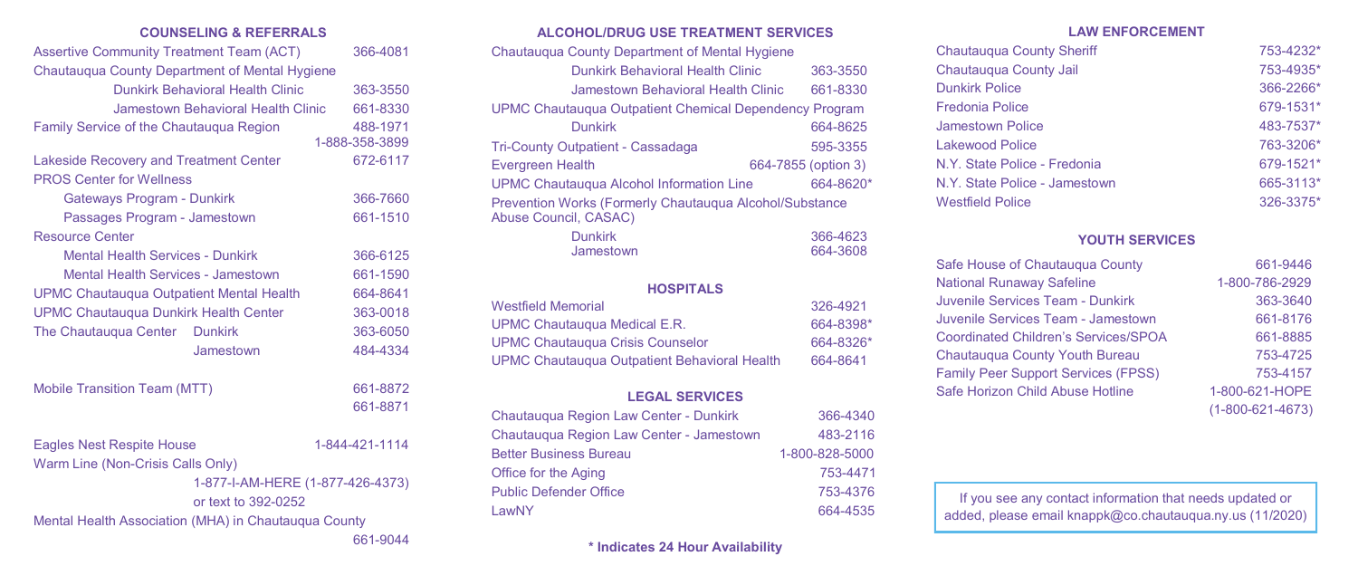## COUNSELING & REFERRALS

| | |
|---|---|
| Assertive Community Treatment Team (ACT) | 366-4081 |
| Chautauqua County Department of Mental Hygiene | |
| Dunkirk Behavioral Health Clinic | 363-3550 |
| Jamestown Behavioral Health Clinic | 661-8330 |
| Family Service of the Chautauqua Region | 488-1971<br>1-888-358-3899 |
| Lakeside Recovery and Treatment Center | 672-6117 |
| PROS Center for Wellness | |
| Gateways Program - Dunkirk | 366-7660 |
| Passages Program - Jamestown | 661-1510 |
| Resource Center | |
| Mental Health Services - Dunkirk | 366-6125 |
| Mental Health Services - Jamestown | 661-1590 |
| UPMC Chautauqua Outpatient Mental Health | 664-8641 |
| UPMC Chautauqua Dunkirk Health Center | 363-0018 |
| The Chautauqua Center Dunkirk | 363-6050 |
| Jamestown | 484-4334 |
| Mobile Transition Team (MTT) | 661-8872<br>661-8871 |
| Eagles Nest Respite House | 1-844-421-1114 |

Warm Line (Non-Crisis Calls Only)
1-877-I-AM-HERE (1-877-426-4373)
or text to 392-0252

Mental Health Association (MHA) in Chautauqua County
661-9044

## ALCOHOL/DRUG USE TREATMENT SERVICES

| | |
|---|---|
| Chautauqua County Department of Mental Hygiene | |
| Dunkirk Behavioral Health Clinic | 363-3550 |
| Jamestown Behavioral Health Clinic | 661-8330 |
| UPMC Chautauqua Outpatient Chemical Dependency Program | |
| Dunkirk | 664-8625 |
| Tri-County Outpatient - Cassadaga | 595-3355 |
| Evergreen Health | 664-7855 (option 3) |
| UPMC Chautauqua Alcohol Information Line | 664-8620* |
| Prevention Works (Formerly Chautauqua Alcohol/Substance Abuse Council, CASAC) | |
| Dunkirk | 366-4623 |
| Jamestown | 664-3608 |

## HOSPITALS

| | |
|---|---|
| Westfield Memorial | 326-4921 |
| UPMC Chautauqua Medical E.R. | 664-8398* |
| UPMC Chautauqua Crisis Counselor | 664-8326* |
| UPMC Chautauqua Outpatient Behavioral Health | 664-8641 |

## LEGAL SERVICES

| | |
|---|---|
| Chautauqua Region Law Center - Dunkirk | 366-4340 |
| Chautauqua Region Law Center - Jamestown | 483-2116 |
| Better Business Bureau | 1-800-828-5000 |
| Office for the Aging | 753-4471 |
| Public Defender Office | 753-4376 |
| LawNY | 664-4535 |

**\* Indicates 24 Hour Availability**

## LAW ENFORCEMENT

| | |
|---|---|
| Chautauqua County Sheriff | 753-4232* |
| Chautauqua County Jail | 753-4935* |
| Dunkirk Police | 366-2266* |
| Fredonia Police | 679-1531* |
| Jamestown Police | 483-7537* |
| Lakewood Police | 763-3206* |
| N.Y. State Police - Fredonia | 679-1521* |
| N.Y. State Police - Jamestown | 665-3113* |
| Westfield Police | 326-3375* |

## YOUTH SERVICES

| | |
|---|---|
| Safe House of Chautauqua County | 661-9446 |
| National Runaway Safeline | 1-800-786-2929 |
| Juvenile Services Team - Dunkirk | 363-3640 |
| Juvenile Services Team - Jamestown | 661-8176 |
| Coordinated Children's Services/SPOA | 661-8885 |
| Chautauqua County Youth Bureau | 753-4725 |
| Family Peer Support Services (FPSS) | 753-4157 |
| Safe Horizon Child Abuse Hotline | 1-800-621-HOPE<br>(1-800-621-4673) |

If you see any contact information that needs updated or added, please email knappk@co.chautauqua.ny.us (11/2020)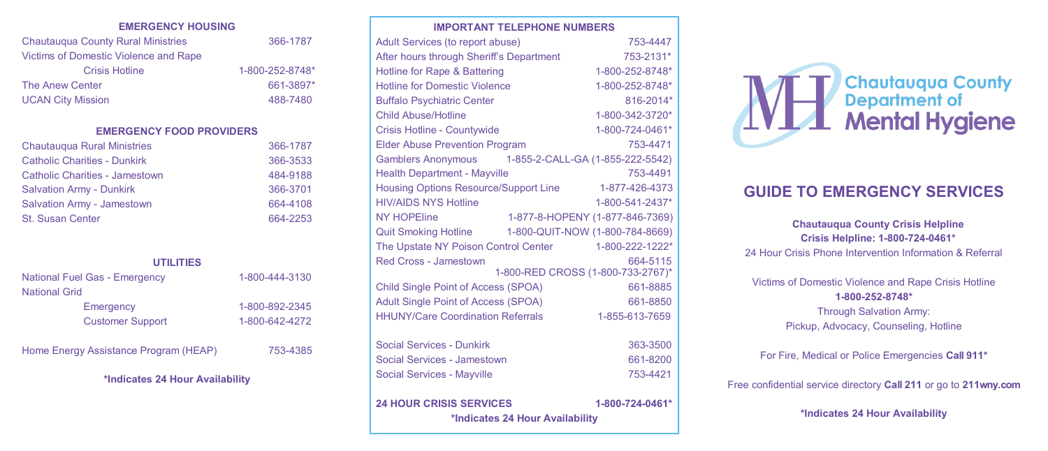## EMERGENCY HOUSING

| | |
|---|---|
| Chautauqua County Rural Ministries | 366-1787 |
| Victims of Domestic Violence and Rape Crisis Hotline | 1-800-252-8748* |
| The Anew Center | 661-3897* |
| UCAN City Mission | 488-7480 |

## EMERGENCY FOOD PROVIDERS

| | |
|---|---|
| Chautauqua Rural Ministries | 366-1787 |
| Catholic Charities - Dunkirk | 366-3533 |
| Catholic Charities - Jamestown | 484-9188 |
| Salvation Army - Dunkirk | 366-3701 |
| Salvation Army - Jamestown | 664-4108 |
| St. Susan Center | 664-2253 |

## UTILITIES

| | |
|---|---|
| National Fuel Gas - Emergency | 1-800-444-3130 |
| National Grid | |
| Emergency | 1-800-892-2345 |
| Customer Support | 1-800-642-4272 |
| Home Energy Assistance Program (HEAP) | 753-4385 |

**\*Indicates 24 Hour Availability**

## IMPORTANT TELEPHONE NUMBERS

| | |
|---|---|
| Adult Services (to report abuse) | 753-4447 |
| After hours through Sheriff's Department | 753-2131* |
| Hotline for Rape & Battering | 1-800-252-8748* |
| Hotline for Domestic Violence | 1-800-252-8748* |
| Buffalo Psychiatric Center | 816-2014* |
| Child Abuse/Hotline | 1-800-342-3720* |
| Crisis Hotline - Countywide | 1-800-724-0461* |
| Elder Abuse Prevention Program | 753-4471 |
| Gamblers Anonymous | 1-855-2-CALL-GA (1-855-222-5542) |
| Health Department - Mayville | 753-4491 |
| Housing Options Resource/Support Line | 1-877-426-4373 |
| HIV/AIDS NYS Hotline | 1-800-541-2437* |
| NY HOPEline | 1-877-8-HOPENY (1-877-846-7369) |
| Quit Smoking Hotline | 1-800-QUIT-NOW (1-800-784-8669) |
| The Upstate NY Poison Control Center | 1-800-222-1222* |
| Red Cross - Jamestown | 664-5115<br>1-800-RED CROSS (1-800-733-2767)* |
| Child Single Point of Access (SPOA) | 661-8885 |
| Adult Single Point of Access (SPOA) | 661-8850 |
| HHUNY/Care Coordination Referrals | 1-855-613-7659 |
| Social Services - Dunkirk | 363-3500 |
| Social Services - Jamestown | 661-8200 |
| Social Services - Mayville | 753-4421 |
| **24 HOUR CRISIS SERVICES** | **1-800-724-0461*** |

**\*Indicates 24 Hour Availability**

# Chautauqua County Department of Mental Hygiene

## GUIDE TO EMERGENCY SERVICES

**Chautauqua County Crisis Helpline**
**Crisis Helpline: 1-800-724-0461***
24 Hour Crisis Phone Intervention Information & Referral

Victims of Domestic Violence and Rape Crisis Hotline
**1-800-252-8748***
Through Salvation Army:
Pickup, Advocacy, Counseling, Hotline

For Fire, Medical or Police Emergencies **Call 911***

Free confidential service directory **Call 211** or go to **211wny.com**

**\*Indicates 24 Hour Availability**